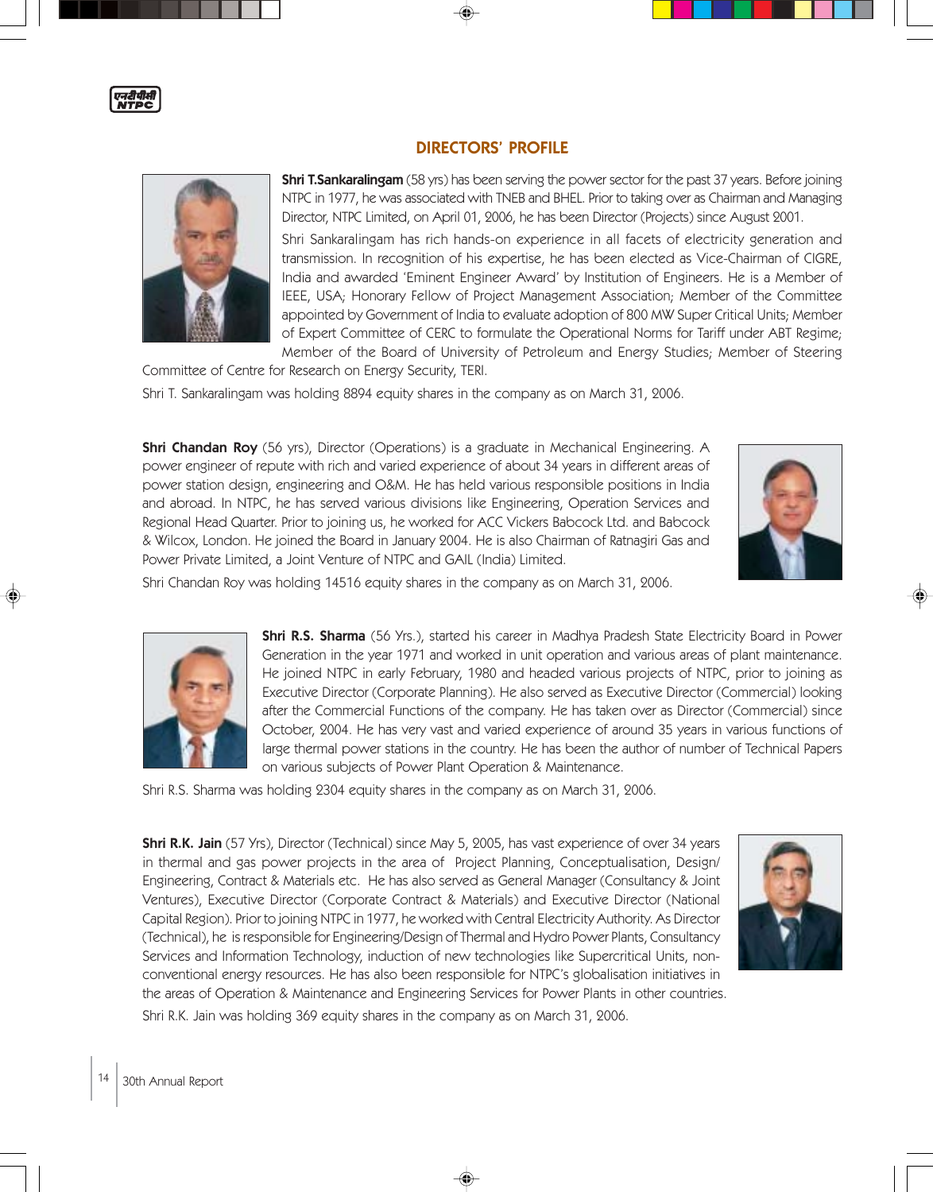## DIRECTORS' PROFILE

**Shri T.Sankaralingam** (58 yrs) has been serving the power sector for the past 37 years. Before joining NTPC in 1977, he was associated with TNEB and BHEL. Prior to taking over as Chairman and Managing Director, NTPC Limited, on April 01, 2006, he has been Director (Projects) since August 2001.

Shri Sankaralingam has rich hands-on experience in all facets of electricity generation and transmission. In recognition of his expertise, he has been elected as Vice-Chairman of CIGRE, India and awarded 'Eminent Engineer Award' by Institution of Engineers. He is a Member of IEEE, USA; Honorary Fellow of Project Management Association; Member of the Committee appointed by Government of India to evaluate adoption of 800 MW Super Critical Units; Member of Expert Committee of CERC to formulate the Operational Norms for Tariff under ABT Regime; Member of the Board of University of Petroleum and Energy Studies; Member of Steering Committee of Centre for Research on Energy Security, TERI.

Shri T. Sankaralingam was holding 8894 equity shares in the company as on March 31, 2006.

**Shri Chandan Roy** (56 yrs), Director (Operations) is a graduate in Mechanical Engineering. A power engineer of repute with rich and varied experience of about 34 years in different areas of power station design, engineering and O&M. He has held various responsible positions in India and abroad. In NTPC, he has served various divisions like Engineering, Operation Services and Regional Head Quarter. Prior to joining us, he worked for ACC Vickers Babcock Ltd. and Babcock & Wilcox, London. He joined the Board in January 2004. He is also Chairman of Ratnagiri Gas and Power Private Limited, a Joint Venture of NTPC and GAIL (India) Limited.

Shri Chandan Roy was holding 14516 equity shares in the company as on March 31, 2006.

**Shri R.S. Sharma** (56 Yrs.), started his career in Madhya Pradesh State Electricity Board in Power Generation in the year 1971 and worked in unit operation and various areas of plant maintenance. He joined NTPC in early February, 1980 and headed various projects of NTPC, prior to joining as Executive Director (Corporate Planning). He also served as Executive Director (Commercial) looking after the Commercial Functions of the company. He has taken over as Director (Commercial) since October, 2004. He has very vast and varied experience of around 35 years in various functions of large thermal power stations in the country. He has been the author of number of Technical Papers on various subjects of Power Plant Operation & Maintenance.

Shri R.S. Sharma was holding 2304 equity shares in the company as on March 31, 2006.

**Shri R.K. Jain** (57 Yrs), Director (Technical) since May 5, 2005, has vast experience of over 34 years in thermal and gas power projects in the area of Project Planning, Conceptualisation, Design/ Engineering, Contract & Materials etc. He has also served as General Manager (Consultancy & Joint Ventures), Executive Director (Corporate Contract & Materials) and Executive Director (National Capital Region). Prior to joining NTPC in 1977, he worked with Central Electricity Authority. As Director (Technical), he is responsible for Engineering/Design of Thermal and Hydro Power Plants, Consultancy Services and Information Technology, induction of new technologies like Supercritical Units, non-conventional energy resources. He has also been responsible for NTPC's globalisation initiatives in the areas of Operation & Maintenance and Engineering Services for Power Plants in other countries.

Shri R.K. Jain was holding 369 equity shares in the company as on March 31, 2006.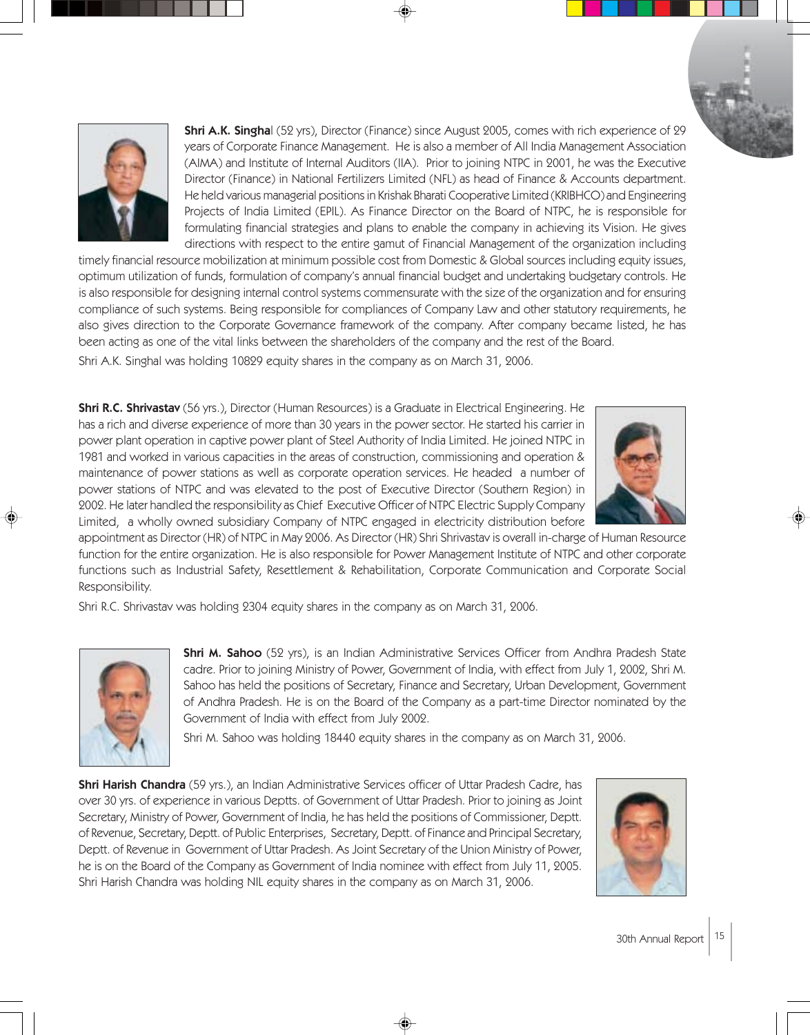**Shri A.K. Singhal** (52 yrs), Director (Finance) since August 2005, comes with rich experience of 29 years of Corporate Finance Management. He is also a member of All India Management Association (AIMA) and Institute of Internal Auditors (IIA). Prior to joining NTPC in 2001, he was the Executive Director (Finance) in National Fertilizers Limited (NFL) as head of Finance & Accounts department. He held various managerial positions in Krishak Bharati Cooperative Limited (KRIBHCO) and Engineering Projects of India Limited (EPIL). As Finance Director on the Board of NTPC, he is responsible for formulating financial strategies and plans to enable the company in achieving its Vision. He gives directions with respect to the entire gamut of Financial Management of the organization including timely financial resource mobilization at minimum possible cost from Domestic & Global sources including equity issues, optimum utilization of funds, formulation of company's annual financial budget and undertaking budgetary controls. He is also responsible for designing internal control systems commensurate with the size of the organization and for ensuring compliance of such systems. Being responsible for compliances of Company Law and other statutory requirements, he also gives direction to the Corporate Governance framework of the company. After company became listed, he has been acting as one of the vital links between the shareholders of the company and the rest of the Board.

Shri A.K. Singhal was holding 10829 equity shares in the company as on March 31, 2006.

**Shri R.C. Shrivastav** (56 yrs.), Director (Human Resources) is a Graduate in Electrical Engineering. He has a rich and diverse experience of more than 30 years in the power sector. He started his carrier in power plant operation in captive power plant of Steel Authority of India Limited. He joined NTPC in 1981 and worked in various capacities in the areas of construction, commissioning and operation & maintenance of power stations as well as corporate operation services. He headed a number of power stations of NTPC and was elevated to the post of Executive Director (Southern Region) in 2002. He later handled the responsibility as Chief Executive Officer of NTPC Electric Supply Company Limited, a wholly owned subsidiary Company of NTPC engaged in electricity distribution before appointment as Director (HR) of NTPC in May 2006. As Director (HR) Shri Shrivastav is overall in-charge of Human Resource function for the entire organization. He is also responsible for Power Management Institute of NTPC and other corporate functions such as Industrial Safety, Resettlement & Rehabilitation, Corporate Communication and Corporate Social Responsibility.

Shri R.C. Shrivastav was holding 2304 equity shares in the company as on March 31, 2006.

**Shri M. Sahoo** (52 yrs), is an Indian Administrative Services Officer from Andhra Pradesh State cadre. Prior to joining Ministry of Power, Government of India, with effect from July 1, 2002, Shri M. Sahoo has held the positions of Secretary, Finance and Secretary, Urban Development, Government of Andhra Pradesh. He is on the Board of the Company as a part-time Director nominated by the Government of India with effect from July 2002.

Shri M. Sahoo was holding 18440 equity shares in the company as on March 31, 2006.

**Shri Harish Chandra** (59 yrs.), an Indian Administrative Services officer of Uttar Pradesh Cadre, has over 30 yrs. of experience in various Deptts. of Government of Uttar Pradesh. Prior to joining as Joint Secretary, Ministry of Power, Government of India, he has held the positions of Commissioner, Deptt. of Revenue, Secretary, Deptt. of Public Enterprises, Secretary, Deptt. of Finance and Principal Secretary, Deptt. of Revenue in Government of Uttar Pradesh. As Joint Secretary of the Union Ministry of Power, he is on the Board of the Company as Government of India nominee with effect from July 11, 2005. Shri Harish Chandra was holding NIL equity shares in the company as on March 31, 2006.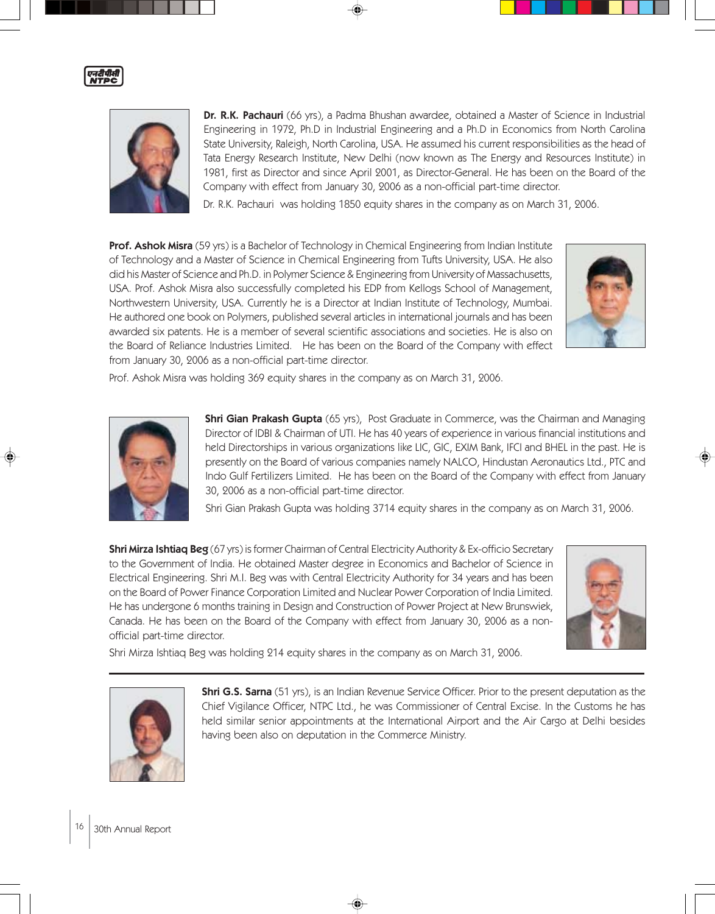**Dr. R.K. Pachauri** (66 yrs), a Padma Bhushan awardee, obtained a Master of Science in Industrial Engineering in 1972, Ph.D in Industrial Engineering and a Ph.D in Economics from North Carolina State University, Raleigh, North Carolina, USA. He assumed his current responsibilities as the head of Tata Energy Research Institute, New Delhi (now known as The Energy and Resources Institute) in 1981, first as Director and since April 2001, as Director-General. He has been on the Board of the Company with effect from January 30, 2006 as a non-official part-time director.

Dr. R.K. Pachauri was holding 1850 equity shares in the company as on March 31, 2006.

**Prof. Ashok Misra** (59 yrs) is a Bachelor of Technology in Chemical Engineering from Indian Institute of Technology and a Master of Science in Chemical Engineering from Tufts University, USA. He also did his Master of Science and Ph.D. in Polymer Science & Engineering from University of Massachusetts, USA. Prof. Ashok Misra also successfully completed his EDP from Kellogs School of Management, Northwestern University, USA. Currently he is a Director at Indian Institute of Technology, Mumbai. He authored one book on Polymers, published several articles in international journals and has been awarded six patents. He is a member of several scientific associations and societies. He is also on the Board of Reliance Industries Limited. He has been on the Board of the Company with effect from January 30, 2006 as a non-official part-time director.

Prof. Ashok Misra was holding 369 equity shares in the company as on March 31, 2006.

**Shri Gian Prakash Gupta** (65 yrs), Post Graduate in Commerce, was the Chairman and Managing Director of IDBI & Chairman of UTI. He has 40 years of experience in various financial institutions and held Directorships in various organizations like LIC, GIC, EXIM Bank, IFCI and BHEL in the past. He is presently on the Board of various companies namely NALCO, Hindustan Aeronautics Ltd., PTC and Indo Gulf Fertilizers Limited. He has been on the Board of the Company with effect from January 30, 2006 as a non-official part-time director.

Shri Gian Prakash Gupta was holding 3714 equity shares in the company as on March 31, 2006.

**Shri Mirza Ishtiaq Beg** (67 yrs) is former Chairman of Central Electricity Authority & Ex-officio Secretary to the Government of India. He obtained Master degree in Economics and Bachelor of Science in Electrical Engineering. Shri M.I. Beg was with Central Electricity Authority for 34 years and has been on the Board of Power Finance Corporation Limited and Nuclear Power Corporation of India Limited. He has undergone 6 months training in Design and Construction of Power Project at New Brunswiek, Canada. He has been on the Board of the Company with effect from January 30, 2006 as a non-official part-time director.

Shri Mirza Ishtiaq Beg was holding 214 equity shares in the company as on March 31, 2006.

---

**Shri G.S. Sarna** (51 yrs), is an Indian Revenue Service Officer. Prior to the present deputation as the Chief Vigilance Officer, NTPC Ltd., he was Commissioner of Central Excise. In the Customs he has held similar senior appointments at the International Airport and the Air Cargo at Delhi besides having been also on deputation in the Commerce Ministry.